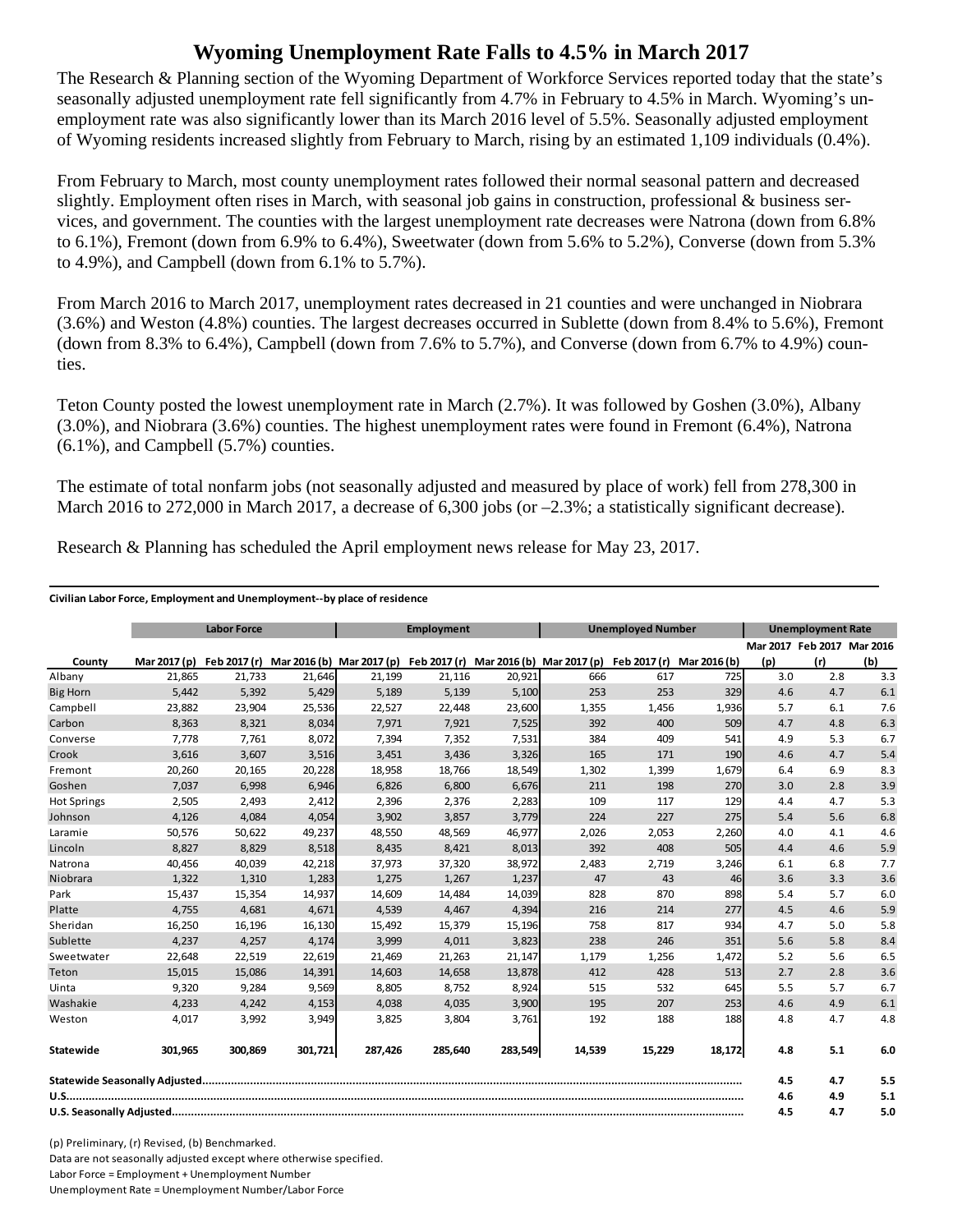# Wyoming Unemployment Rate Falls to 4.5% in March 2017

The Research & Planning section of the Wyoming Department of Workforce Services reported today that the state's seasonally adjusted unemployment rate fell significantly from 4.7% in February to 4.5% in March. Wyoming's unemployment rate was also significantly lower than its March 2016 level of 5.5%. Seasonally adjusted employment of Wyoming residents increased slightly from February to March, rising by an estimated 1,109 individuals (0.4%).

From February to March, most county unemployment rates followed their normal seasonal pattern and decreased slightly. Employment often rises in March, with seasonal job gains in construction, professional & business services, and government. The counties with the largest unemployment rate decreases were Natrona (down from 6.8% to 6.1%), Fremont (down from 6.9% to 6.4%), Sweetwater (down from 5.6% to 5.2%), Converse (down from 5.3% to 4.9%), and Campbell (down from 6.1% to 5.7%).

From March 2016 to March 2017, unemployment rates decreased in 21 counties and were unchanged in Niobrara (3.6%) and Weston (4.8%) counties. The largest decreases occurred in Sublette (down from 8.4% to 5.6%), Fremont (down from 8.3% to 6.4%), Campbell (down from 7.6% to 5.7%), and Converse (down from 6.7% to 4.9%) counties.

Teton County posted the lowest unemployment rate in March (2.7%). It was followed by Goshen (3.0%), Albany (3.0%), and Niobrara (3.6%) counties. The highest unemployment rates were found in Fremont (6.4%), Natrona (6.1%), and Campbell (5.7%) counties.

The estimate of total nonfarm jobs (not seasonally adjusted and measured by place of work) fell from 278,300 in March 2016 to 272,000 in March 2017, a decrease of 6,300 jobs (or –2.3%; a statistically significant decrease).

Research & Planning has scheduled the April employment news release for May 23, 2017.

**Civilian Labor Force, Employment and Unemployment--by place of residence**

| | Labor Force | | | Employment | | | Unemployed Number | | | Unemployment Rate | | |
|---|---|---|---|---|---|---|---|---|---|---|---|---|
| County | Mar 2017 (p) | Feb 2017 (r) | Mar 2016 (b) | Mar 2017 (p) | Feb 2017 (r) | Mar 2016 (b) | Mar 2017 (p) | Feb 2017 (r) | Mar 2016 (b) | Mar 2017 (p) | Feb 2017 (r) | Mar 2016 (b) |
| Albany | 21,865 | 21,733 | 21,646 | 21,199 | 21,116 | 20,921 | 666 | 617 | 725 | 3.0 | 2.8 | 3.3 |
| Big Horn | 5,442 | 5,392 | 5,429 | 5,189 | 5,139 | 5,100 | 253 | 253 | 329 | 4.6 | 4.7 | 6.1 |
| Campbell | 23,882 | 23,904 | 25,536 | 22,527 | 22,448 | 23,600 | 1,355 | 1,456 | 1,936 | 5.7 | 6.1 | 7.6 |
| Carbon | 8,363 | 8,321 | 8,034 | 7,971 | 7,921 | 7,525 | 392 | 400 | 509 | 4.7 | 4.8 | 6.3 |
| Converse | 7,778 | 7,761 | 8,072 | 7,394 | 7,352 | 7,531 | 384 | 409 | 541 | 4.9 | 5.3 | 6.7 |
| Crook | 3,616 | 3,607 | 3,516 | 3,451 | 3,436 | 3,326 | 165 | 171 | 190 | 4.6 | 4.7 | 5.4 |
| Fremont | 20,260 | 20,165 | 20,228 | 18,958 | 18,766 | 18,549 | 1,302 | 1,399 | 1,679 | 6.4 | 6.9 | 8.3 |
| Goshen | 7,037 | 6,998 | 6,946 | 6,826 | 6,800 | 6,676 | 211 | 198 | 270 | 3.0 | 2.8 | 3.9 |
| Hot Springs | 2,505 | 2,493 | 2,412 | 2,396 | 2,376 | 2,283 | 109 | 117 | 129 | 4.4 | 4.7 | 5.3 |
| Johnson | 4,126 | 4,084 | 4,054 | 3,902 | 3,857 | 3,779 | 224 | 227 | 275 | 5.4 | 5.6 | 6.8 |
| Laramie | 50,576 | 50,622 | 49,237 | 48,550 | 48,569 | 46,977 | 2,026 | 2,053 | 2,260 | 4.0 | 4.1 | 4.6 |
| Lincoln | 8,827 | 8,829 | 8,518 | 8,435 | 8,421 | 8,013 | 392 | 408 | 505 | 4.4 | 4.6 | 5.9 |
| Natrona | 40,456 | 40,039 | 42,218 | 37,973 | 37,320 | 38,972 | 2,483 | 2,719 | 3,246 | 6.1 | 6.8 | 7.7 |
| Niobrara | 1,322 | 1,310 | 1,283 | 1,275 | 1,267 | 1,237 | 47 | 43 | 46 | 3.6 | 3.3 | 3.6 |
| Park | 15,437 | 15,354 | 14,937 | 14,609 | 14,484 | 14,039 | 828 | 870 | 898 | 5.4 | 5.7 | 6.0 |
| Platte | 4,755 | 4,681 | 4,671 | 4,539 | 4,467 | 4,394 | 216 | 214 | 277 | 4.5 | 4.6 | 5.9 |
| Sheridan | 16,250 | 16,196 | 16,130 | 15,492 | 15,379 | 15,196 | 758 | 817 | 934 | 4.7 | 5.0 | 5.8 |
| Sublette | 4,237 | 4,257 | 4,174 | 3,999 | 4,011 | 3,823 | 238 | 246 | 351 | 5.6 | 5.8 | 8.4 |
| Sweetwater | 22,648 | 22,519 | 22,619 | 21,469 | 21,263 | 21,147 | 1,179 | 1,256 | 1,472 | 5.2 | 5.6 | 6.5 |
| Teton | 15,015 | 15,086 | 14,391 | 14,603 | 14,658 | 13,878 | 412 | 428 | 513 | 2.7 | 2.8 | 3.6 |
| Uinta | 9,320 | 9,284 | 9,569 | 8,805 | 8,752 | 8,924 | 515 | 532 | 645 | 5.5 | 5.7 | 6.7 |
| Washakie | 4,233 | 4,242 | 4,153 | 4,038 | 4,035 | 3,900 | 195 | 207 | 253 | 4.6 | 4.9 | 6.1 |
| Weston | 4,017 | 3,992 | 3,949 | 3,825 | 3,804 | 3,761 | 192 | 188 | 188 | 4.8 | 4.7 | 4.8 |
| **Statewide** | **301,965** | **300,869** | **301,721** | **287,426** | **285,640** | **283,549** | **14,539** | **15,229** | **18,172** | **4.8** | **5.1** | **6.0** |
| **Statewide Seasonally Adjusted** | | | | | | | | | | **4.5** | **4.7** | **5.5** |
| **U.S.** | | | | | | | | | | **4.6** | **4.9** | **5.1** |
| **U.S. Seasonally Adjusted** | | | | | | | | | | **4.5** | **4.7** | **5.0** |

(p) Preliminary, (r) Revised, (b) Benchmarked.

Data are not seasonally adjusted except where otherwise specified.

Labor Force = Employment + Unemployment Number

Unemployment Rate = Unemployment Number/Labor Force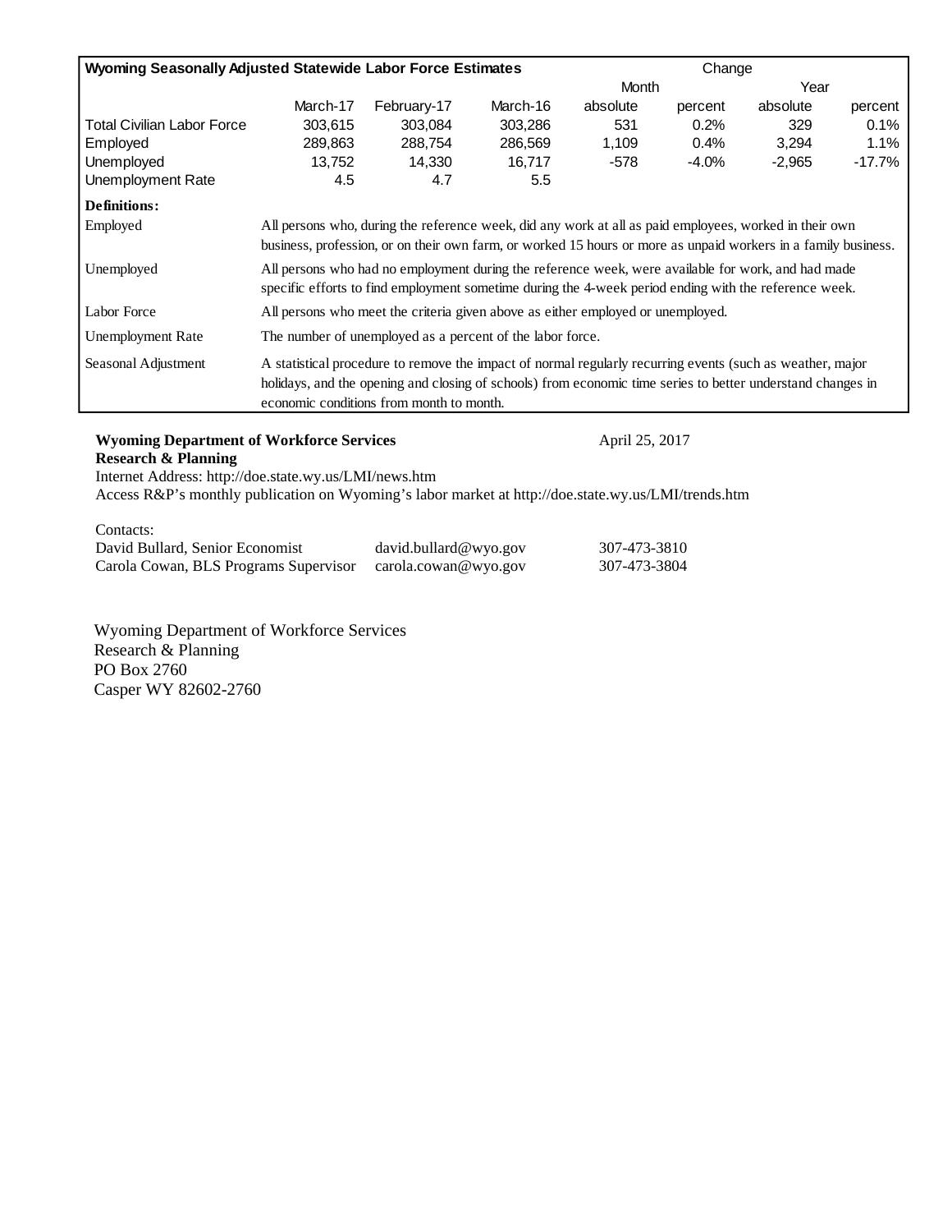| Wyoming Seasonally Adjusted Statewide Labor Force Estimates | | | | Change | | | |
|---|---|---|---|---|---|---|---|
| | | | | Month | | Year | |
| | March-17 | February-17 | March-16 | absolute | percent | absolute | percent |
| Total Civilian Labor Force | 303,615 | 303,084 | 303,286 | 531 | 0.2% | 329 | 0.1% |
| Employed | 289,863 | 288,754 | 286,569 | 1,109 | 0.4% | 3,294 | 1.1% |
| Unemployed | 13,752 | 14,330 | 16,717 | -578 | -4.0% | -2,965 | -17.7% |
| Unemployment Rate | 4.5 | 4.7 | 5.5 | | | | |

**Definitions:**

| | |
|---|---|
| Employed | All persons who, during the reference week, did any work at all as paid employees, worked in their own business, profession, or on their own farm, or worked 15 hours or more as unpaid workers in a family business. |
| Unemployed | All persons who had no employment during the reference week, were available for work, and had made specific efforts to find employment sometime during the 4-week period ending with the reference week. |
| Labor Force | All persons who meet the criteria given above as either employed or unemployed. |
| Unemployment Rate | The number of unemployed as a percent of the labor force. |
| Seasonal Adjustment | A statistical procedure to remove the impact of normal regularly recurring events (such as weather, major holidays, and the opening and closing of schools) from economic time series to better understand changes in economic conditions from month to month. |

**Wyoming Department of Workforce Services**
**Research & Planning**

April 25, 2017

Internet Address: http://doe.state.wy.us/LMI/news.htm
Access R&P's monthly publication on Wyoming's labor market at http://doe.state.wy.us/LMI/trends.htm

Contacts:

| | | |
|---|---|---|
| David Bullard, Senior Economist | david.bullard@wyo.gov | 307-473-3810 |
| Carola Cowan, BLS Programs Supervisor | carola.cowan@wyo.gov | 307-473-3804 |

Wyoming Department of Workforce Services
Research & Planning
PO Box 2760
Casper WY 82602-2760